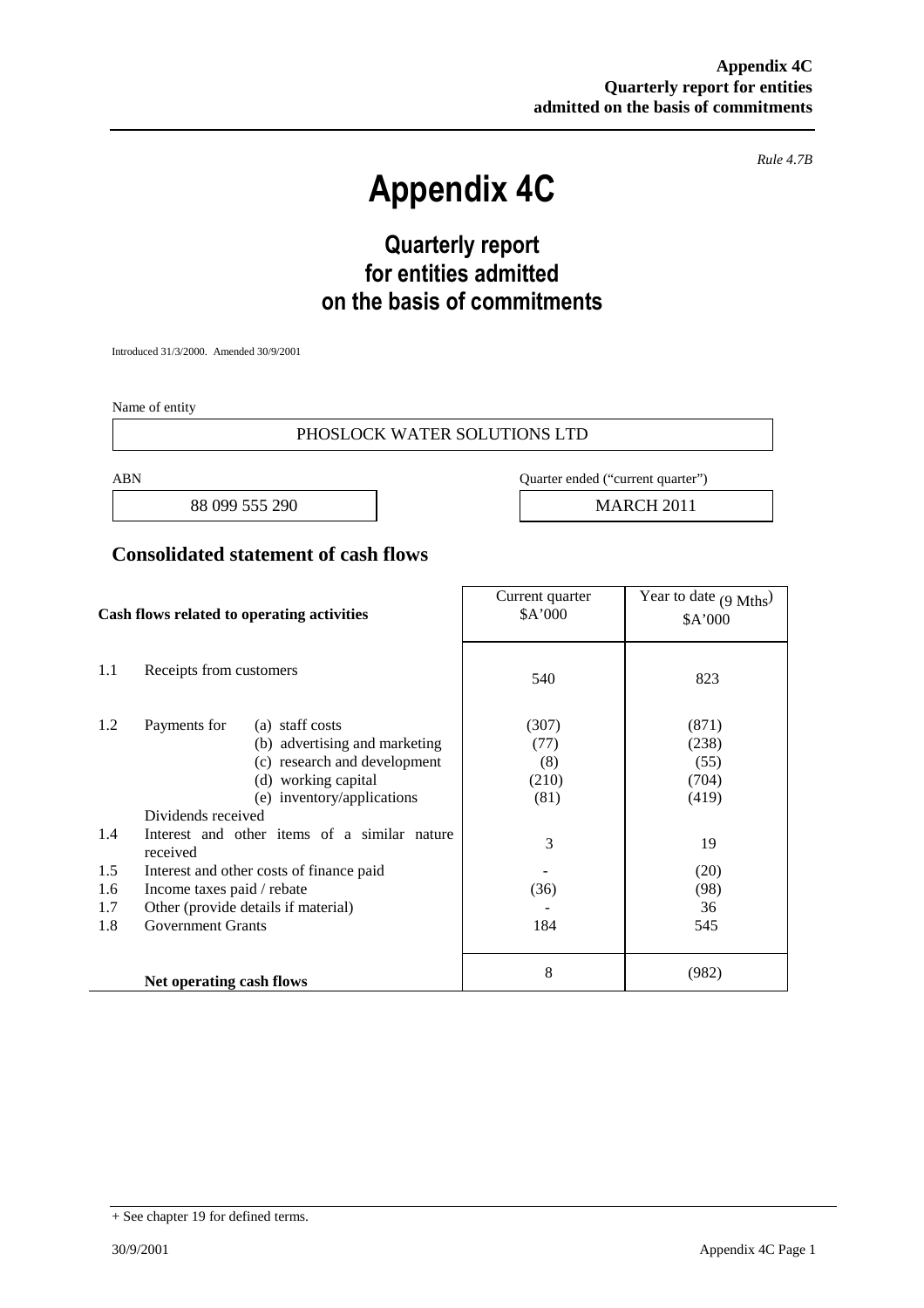**Appendix 4C**
**Quarterly report for entities admitted on the basis of commitments**

*Rule 4.7B*

# Appendix 4C

## Quarterly report for entities admitted on the basis of commitments

Introduced 31/3/2000. Amended 30/9/2001

Name of entity

PHOSLOCK WATER SOLUTIONS LTD

| ABN | Quarter ended ("current quarter") |
| --- | --- |
| 88 099 555 290 | MARCH 2011 |

## Consolidated statement of cash flows

| | Cash flows related to operating activities | | Current quarter $A'000 | Year to date (9 Mths) $A'000 |
| --- | --- | --- | --- | --- |
| 1.1 | Receipts from customers | | 540 | 823 |
| 1.2 | Payments for | (a) staff costs | (307) | (871) |
| | | (b) advertising and marketing | (77) | (238) |
| | | (c) research and development | (8) | (55) |
| | | (d) working capital | (210) | (704) |
| | | (e) inventory/applications | (81) | (419) |
| | Dividends received | | | |
| 1.4 | Interest and other items of a similar nature received | | 3 | 19 |
| 1.5 | Interest and other costs of finance paid | | - | (20) |
| 1.6 | Income taxes paid / rebate | | (36) | (98) |
| 1.7 | Other (provide details if material) | | - | 36 |
| 1.8 | Government Grants | | 184 | 545 |
| | **Net operating cash flows** | | 8 | (982) |

+ See chapter 19 for defined terms.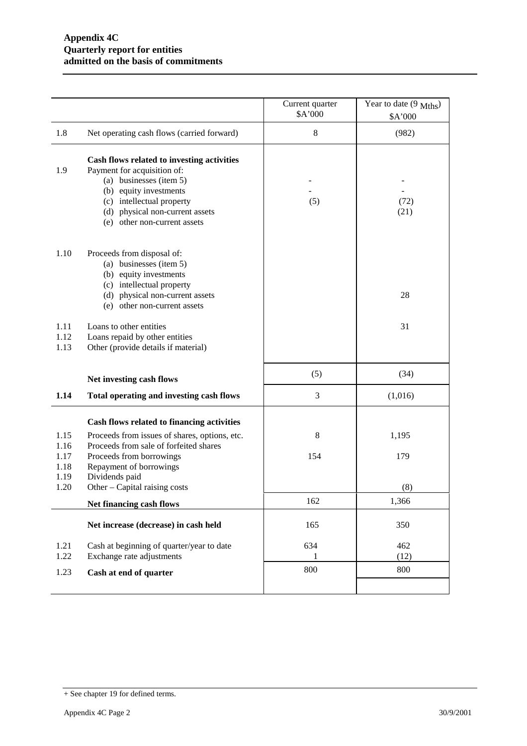**Appendix 4C**
**Quarterly report for entities admitted on the basis of commitments**

| | | Current quarter $A'000 | Year to date (9 Mths) $A'000 |
|---|---|---|---|
| 1.8 | Net operating cash flows (carried forward) | 8 | (982) |
| | **Cash flows related to investing activities** | | |
| 1.9 | Payment for acquisition of: | | |
| | (a) businesses (item 5) | - | - |
| | (b) equity investments | - | - |
| | (c) intellectual property | (5) | (72) |
| | (d) physical non-current assets | | (21) |
| | (e) other non-current assets | | |
| 1.10 | Proceeds from disposal of: | | |
| | (a) businesses (item 5) | | |
| | (b) equity investments | | |
| | (c) intellectual property | | |
| | (d) physical non-current assets | | 28 |
| | (e) other non-current assets | | |
| 1.11 | Loans to other entities | | 31 |
| 1.12 | Loans repaid by other entities | | |
| 1.13 | Other (provide details if material) | | |
| | **Net investing cash flows** | (5) | (34) |
| **1.14** | **Total operating and investing cash flows** | 3 | (1,016) |
| | **Cash flows related to financing activities** | | |
| 1.15 | Proceeds from issues of shares, options, etc. | 8 | 1,195 |
| 1.16 | Proceeds from sale of forfeited shares | | |
| 1.17 | Proceeds from borrowings | 154 | 179 |
| 1.18 | Repayment of borrowings | | |
| 1.19 | Dividends paid | | |
| 1.20 | Other – Capital raising costs | | (8) |
| | **Net financing cash flows** | 162 | 1,366 |
| | **Net increase (decrease) in cash held** | 165 | 350 |
| 1.21 | Cash at beginning of quarter/year to date | 634 | 462 |
| 1.22 | Exchange rate adjustments | 1 | (12) |
| 1.23 | **Cash at end of quarter** | 800 | 800 |

+ See chapter 19 for defined terms.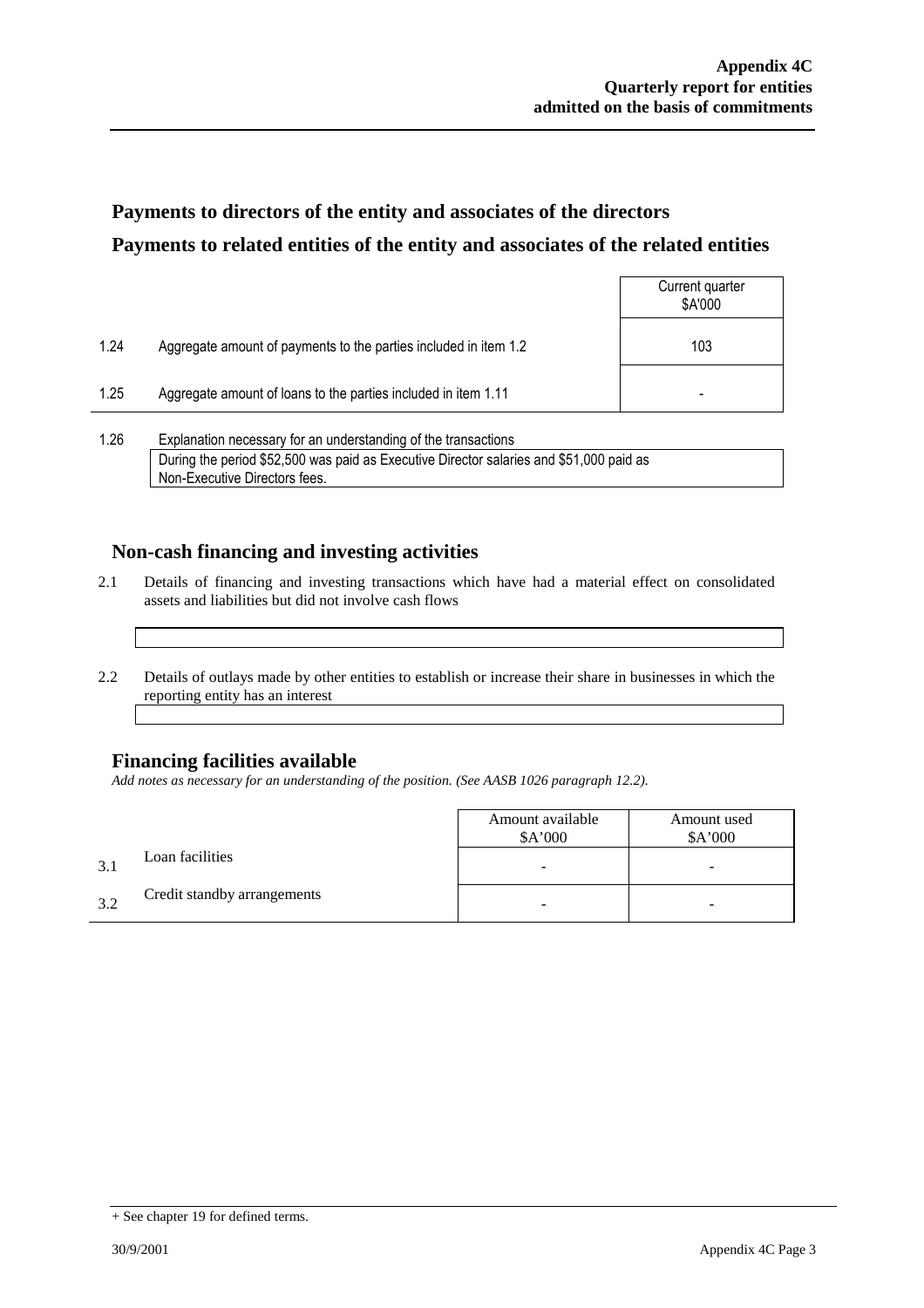## Payments to directors of the entity and associates of the directors

## Payments to related entities of the entity and associates of the related entities

| | | Current quarter $A'000 |
|---|---|---|
| 1.24 | Aggregate amount of payments to the parties included in item 1.2 | 103 |
| 1.25 | Aggregate amount of loans to the parties included in item 1.11 | - |

1.26 Explanation necessary for an understanding of the transactions

During the period $52,500 was paid as Executive Director salaries and $51,000 paid as Non-Executive Directors fees.

## Non-cash financing and investing activities

2.1 Details of financing and investing transactions which have had a material effect on consolidated assets and liabilities but did not involve cash flows

2.2 Details of outlays made by other entities to establish or increase their share in businesses in which the reporting entity has an interest

## Financing facilities available

*Add notes as necessary for an understanding of the position. (See AASB 1026 paragraph 12.2).*

| | | Amount available $A'000 | Amount used $A'000 |
|---|---|---|---|
| 3.1 | Loan facilities | - | - |
| 3.2 | Credit standby arrangements | - | - |

+ See chapter 19 for defined terms.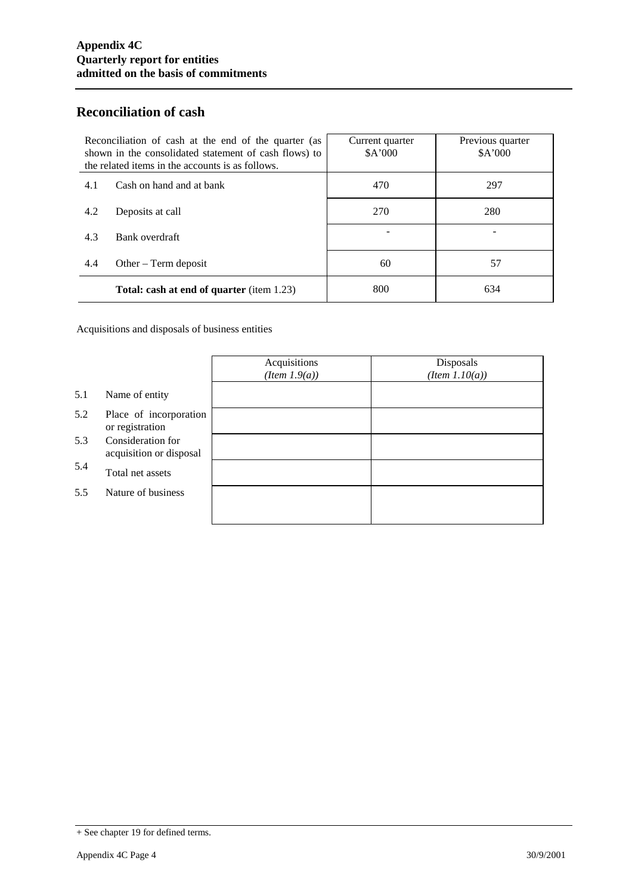## Reconciliation of cash

| Reconciliation of cash at the end of the quarter (as shown in the consolidated statement of cash flows) to the related items in the accounts is as follows. | | Current quarter $A'000 | Previous quarter $A'000 |
|---|---|---|---|
| 4.1 | Cash on hand and at bank | 470 | 297 |
| 4.2 | Deposits at call | 270 | 280 |
| 4.3 | Bank overdraft | - | - |
| 4.4 | Other – Term deposit | 60 | 57 |
| | **Total: cash at end of quarter** (item 1.23) | 800 | 634 |

Acquisitions and disposals of business entities

| | | Acquisitions *(Item 1.9(a))* | Disposals *(Item 1.10(a))* |
|---|---|---|---|
| 5.1 | Name of entity | | |
| 5.2 | Place of incorporation or registration | | |
| 5.3 | Consideration for acquisition or disposal | | |
| 5.4 | Total net assets | | |
| 5.5 | Nature of business | | |

+ See chapter 19 for defined terms.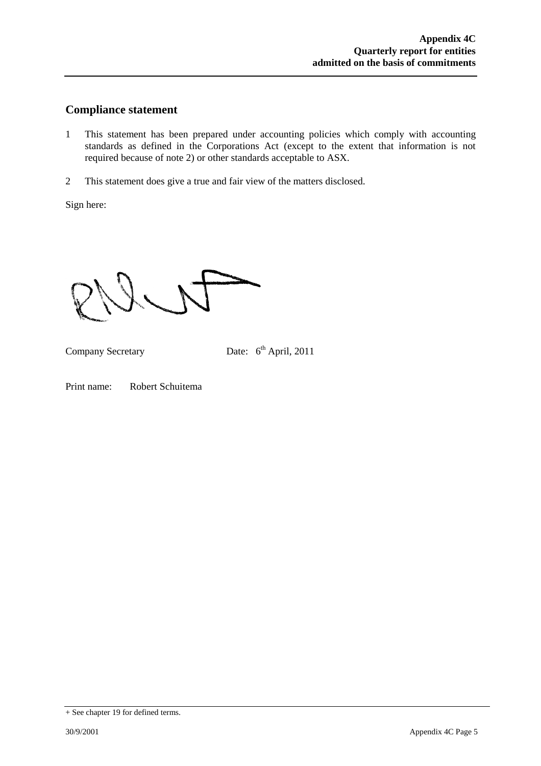## Compliance statement

1 This statement has been prepared under accounting policies which comply with accounting standards as defined in the Corporations Act (except to the extent that information is not required because of note 2) or other standards acceptable to ASX.

2 This statement does give a true and fair view of the matters disclosed.

Sign here:

Company Secretary Date: 6th April, 2011

Print name: Robert Schuitema

+ See chapter 19 for defined terms.